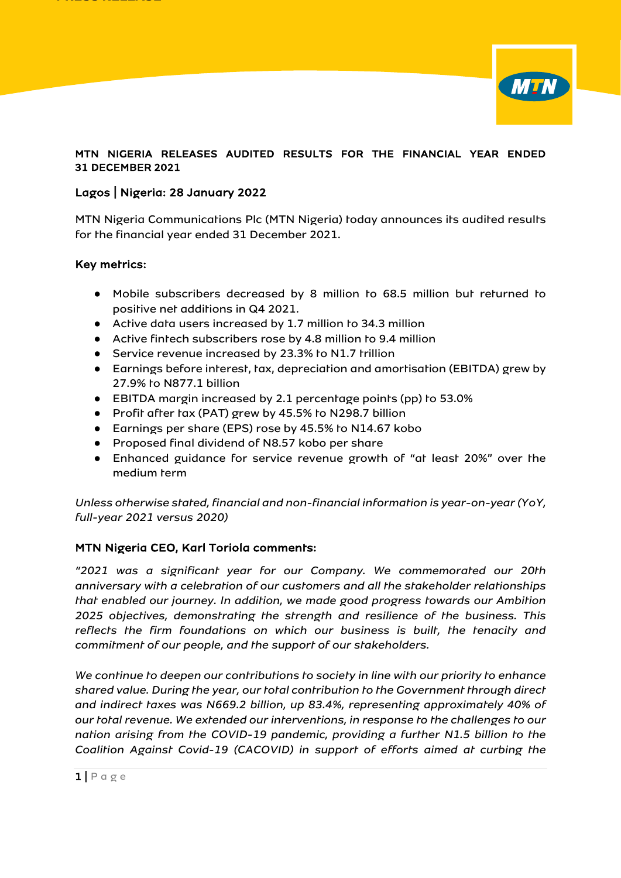**MTN NIGERIA RELEASES AUDITED RESULTS FOR THE FINANCIAL YEAR ENDED 31 DECEMBER 2021**

**Lagos | Nigeria: 28 January 2022**

MTN Nigeria Communications Plc (MTN Nigeria) today announces its audited results for the financial year ended 31 December 2021.

**Key metrics:**

- Mobile subscribers decreased by 8 million to 68.5 million but returned to positive net additions in Q4 2021.
- Active data users increased by 1.7 million to 34.3 million
- Active fintech subscribers rose by 4.8 million to 9.4 million
- Service revenue increased by 23.3% to N1.7 trillion
- Earnings before interest, tax, depreciation and amortisation (EBITDA) grew by 27.9% to N877.1 billion
- EBITDA margin increased by 2.1 percentage points (pp) to 53.0%
- Profit after tax (PAT) grew by 45.5% to N298.7 billion
- Earnings per share (EPS) rose by 45.5% to N14.67 kobo
- Proposed final dividend of N8.57 kobo per share
- Enhanced guidance for service revenue growth of "at least 20%" over the medium term

*Unless otherwise stated, financial and non-financial information is year-on-year (YoY, full-year 2021 versus 2020)*

**MTN Nigeria CEO, Karl Toriola comments:**

*"2021 was a significant year for our Company. We commemorated our 20th anniversary with a celebration of our customers and all the stakeholder relationships that enabled our journey. In addition, we made good progress towards our Ambition 2025 objectives, demonstrating the strength and resilience of the business. This reflects the firm foundations on which our business is built, the tenacity and commitment of our people, and the support of our stakeholders.*

*We continue to deepen our contributions to society in line with our priority to enhance shared value. During the year, our total contribution to the Government through direct and indirect taxes was N669.2 billion, up 83.4%, representing approximately 40% of our total revenue. We extended our interventions, in response to the challenges to our nation arising from the COVID-19 pandemic, providing a further N1.5 billion to the Coalition Against Covid-19 (CACOVID) in support of efforts aimed at curbing the*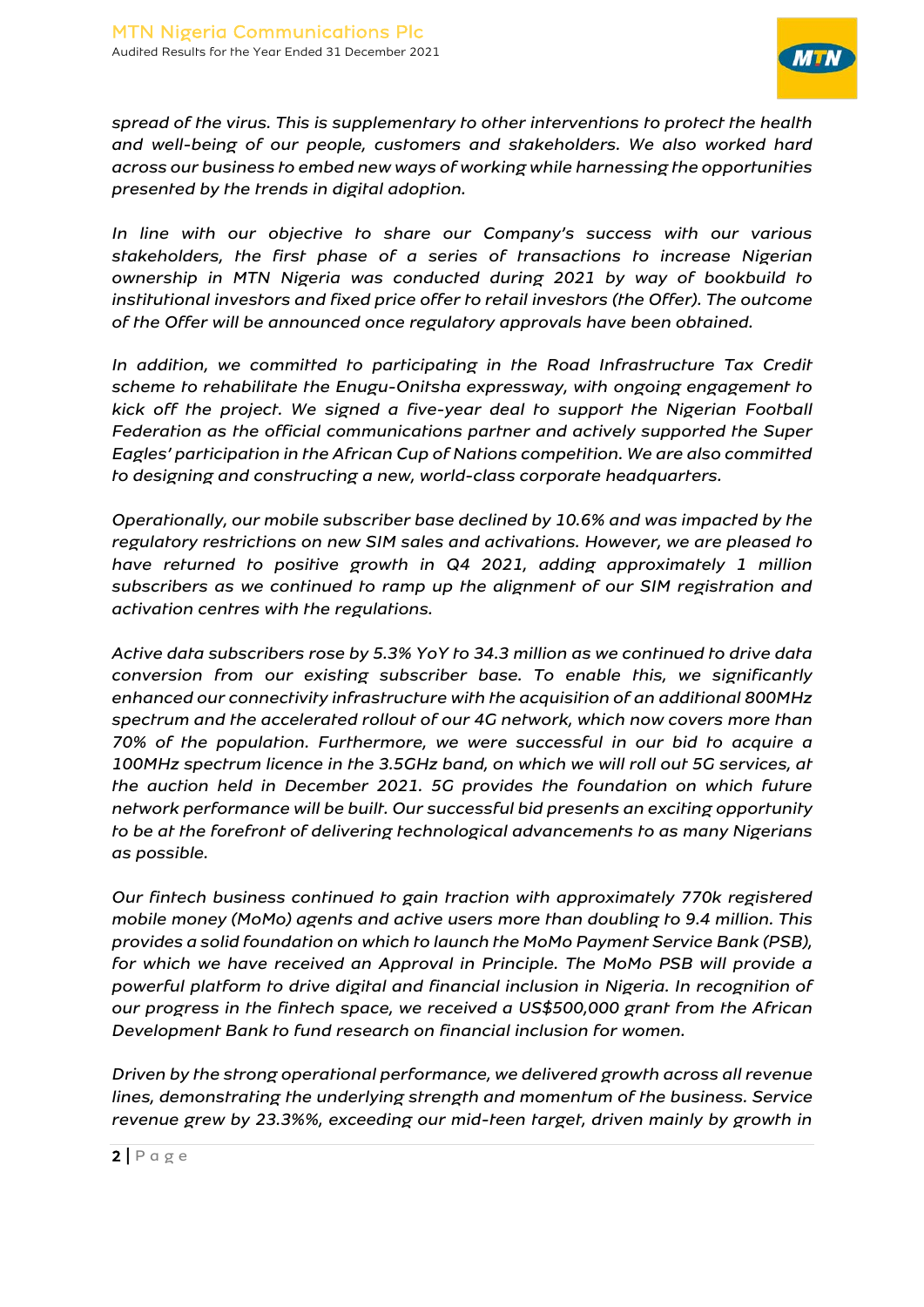*spread of the virus. This is supplementary to other interventions to protect the health and well-being of our people, customers and stakeholders. We also worked hard across our business to embed new ways of working while harnessing the opportunities presented by the trends in digital adoption.*

*In line with our objective to share our Company's success with our various stakeholders, the first phase of a series of transactions to increase Nigerian ownership in MTN Nigeria was conducted during 2021 by way of bookbuild to institutional investors and fixed price offer to retail investors (the Offer). The outcome of the Offer will be announced once regulatory approvals have been obtained.*

*In addition, we committed to participating in the Road Infrastructure Tax Credit scheme to rehabilitate the Enugu-Onitsha expressway, with ongoing engagement to kick off the project. We signed a five-year deal to support the Nigerian Football Federation as the official communications partner and actively supported the Super Eagles' participation in the African Cup of Nations competition. We are also committed to designing and constructing a new, world-class corporate headquarters.*

*Operationally, our mobile subscriber base declined by 10.6% and was impacted by the regulatory restrictions on new SIM sales and activations. However, we are pleased to have returned to positive growth in Q4 2021, adding approximately 1 million subscribers as we continued to ramp up the alignment of our SIM registration and activation centres with the regulations.*

*Active data subscribers rose by 5.3% YoY to 34.3 million as we continued to drive data conversion from our existing subscriber base. To enable this, we significantly enhanced our connectivity infrastructure with the acquisition of an additional 800MHz spectrum and the accelerated rollout of our 4G network, which now covers more than 70% of the population. Furthermore, we were successful in our bid to acquire a 100MHz spectrum licence in the 3.5GHz band, on which we will roll out 5G services, at the auction held in December 2021. 5G provides the foundation on which future network performance will be built. Our successful bid presents an exciting opportunity to be at the forefront of delivering technological advancements to as many Nigerians as possible.*

*Our fintech business continued to gain traction with approximately 770k registered mobile money (MoMo) agents and active users more than doubling to 9.4 million. This provides a solid foundation on which to launch the MoMo Payment Service Bank (PSB), for which we have received an Approval in Principle. The MoMo PSB will provide a powerful platform to drive digital and financial inclusion in Nigeria. In recognition of our progress in the fintech space, we received a US$500,000 grant from the African Development Bank to fund research on financial inclusion for women.*

*Driven by the strong operational performance, we delivered growth across all revenue lines, demonstrating the underlying strength and momentum of the business. Service revenue grew by 23.3%%, exceeding our mid-teen target, driven mainly by growth in*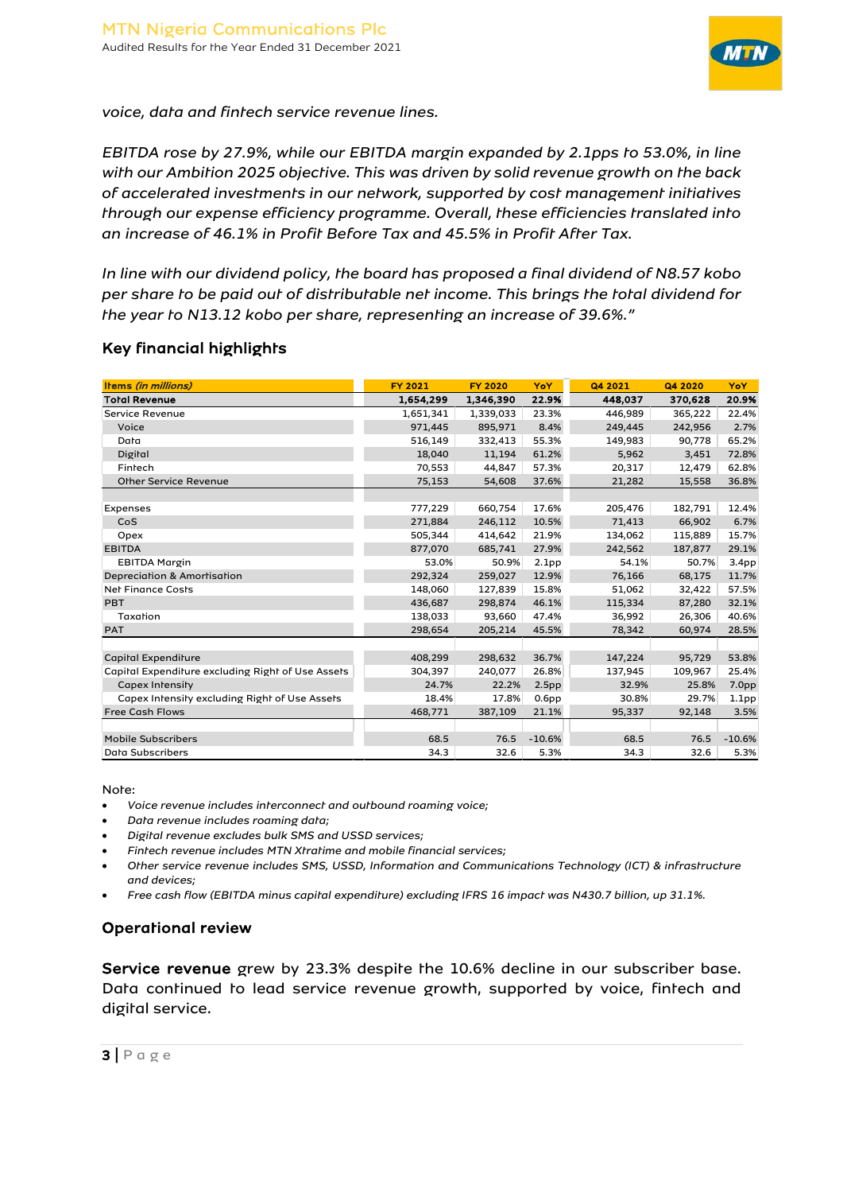*voice, data and fintech service revenue lines.*

*EBITDA rose by 27.9%, while our EBITDA margin expanded by 2.1pps to 53.0%, in line with our Ambition 2025 objective. This was driven by solid revenue growth on the back of accelerated investments in our network, supported by cost management initiatives through our expense efficiency programme. Overall, these efficiencies translated into an increase of 46.1% in Profit Before Tax and 45.5% in Profit After Tax.*

*In line with our dividend policy, the board has proposed a final dividend of N8.57 kobo per share to be paid out of distributable net income. This brings the total dividend for the year to N13.12 kobo per share, representing an increase of 39.6%."*

## Key financial highlights

| Items *(in millions)* | FY 2021 | FY 2020 | YoY | Q4 2021 | Q4 2020 | YoY |
|---|---|---|---|---|---|---|
| **Total Revenue** | **1,654,299** | **1,346,390** | **22.9%** | **448,037** | **370,628** | **20.9%** |
| Service Revenue | 1,651,341 | 1,339,033 | 23.3% | 446,989 | 365,222 | 22.4% |
| Voice | 971,445 | 895,971 | 8.4% | 249,445 | 242,956 | 2.7% |
| Data | 516,149 | 332,413 | 55.3% | 149,983 | 90,778 | 65.2% |
| Digital | 18,040 | 11,194 | 61.2% | 5,962 | 3,451 | 72.8% |
| Fintech | 70,553 | 44,847 | 57.3% | 20,317 | 12,479 | 62.8% |
| Other Service Revenue | 75,153 | 54,608 | 37.6% | 21,282 | 15,558 | 36.8% |
| | | | | | | |
| Expenses | 777,229 | 660,754 | 17.6% | 205,476 | 182,791 | 12.4% |
| CoS | 271,884 | 246,112 | 10.5% | 71,413 | 66,902 | 6.7% |
| Opex | 505,344 | 414,642 | 21.9% | 134,062 | 115,889 | 15.7% |
| EBITDA | 877,070 | 685,741 | 27.9% | 242,562 | 187,877 | 29.1% |
| EBITDA Margin | 53.0% | 50.9% | 2.1pp | 54.1% | 50.7% | 3.4pp |
| Depreciation & Amortisation | 292,324 | 259,027 | 12.9% | 76,166 | 68,175 | 11.7% |
| Net Finance Costs | 148,060 | 127,839 | 15.8% | 51,062 | 32,422 | 57.5% |
| PBT | 436,687 | 298,874 | 46.1% | 115,334 | 87,280 | 32.1% |
| Taxation | 138,033 | 93,660 | 47.4% | 36,992 | 26,306 | 40.6% |
| PAT | 298,654 | 205,214 | 45.5% | 78,342 | 60,974 | 28.5% |
| | | | | | | |
| Capital Expenditure | 408,299 | 298,632 | 36.7% | 147,224 | 95,729 | 53.8% |
| Capital Expenditure excluding Right of Use Assets | 304,397 | 240,077 | 26.8% | 137,945 | 109,967 | 25.4% |
| Capex Intensity | 24.7% | 22.2% | 2.5pp | 32.9% | 25.8% | 7.0pp |
| Capex Intensity excluding Right of Use Assets | 18.4% | 17.8% | 0.6pp | 30.8% | 29.7% | 1.1pp |
| Free Cash Flows | 468,771 | 387,109 | 21.1% | 95,337 | 92,148 | 3.5% |
| | | | | | | |
| Mobile Subscribers | 68.5 | 76.5 | -10.6% | 68.5 | 76.5 | -10.6% |
| Data Subscribers | 34.3 | 32.6 | 5.3% | 34.3 | 32.6 | 5.3% |

Note:

- *Voice revenue includes interconnect and outbound roaming voice;*
- *Data revenue includes roaming data;*
- *Digital revenue excludes bulk SMS and USSD services;*
- *Fintech revenue includes MTN Xtratime and mobile financial services;*
- *Other service revenue includes SMS, USSD, Information and Communications Technology (ICT) & infrastructure and devices;*
- *Free cash flow (EBITDA minus capital expenditure) excluding IFRS 16 impact was N430.7 billion, up 31.1%.*

## Operational review

**Service revenue** grew by 23.3% despite the 10.6% decline in our subscriber base. Data continued to lead service revenue growth, supported by voice, fintech and digital service.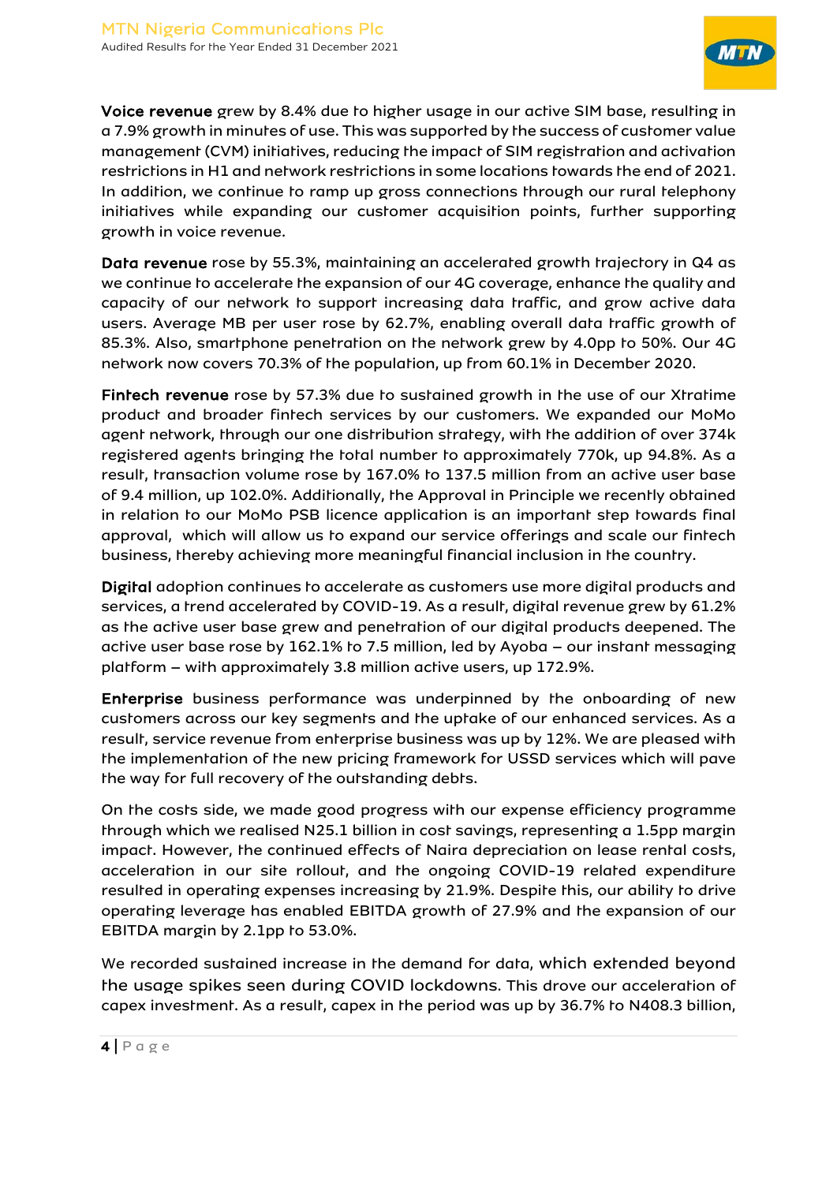**Voice revenue** grew by 8.4% due to higher usage in our active SIM base, resulting in a 7.9% growth in minutes of use. This was supported by the success of customer value management (CVM) initiatives, reducing the impact of SIM registration and activation restrictions in H1 and network restrictions in some locations towards the end of 2021. In addition, we continue to ramp up gross connections through our rural telephony initiatives while expanding our customer acquisition points, further supporting growth in voice revenue.

**Data revenue** rose by 55.3%, maintaining an accelerated growth trajectory in Q4 as we continue to accelerate the expansion of our 4G coverage, enhance the quality and capacity of our network to support increasing data traffic, and grow active data users. Average MB per user rose by 62.7%, enabling overall data traffic growth of 85.3%. Also, smartphone penetration on the network grew by 4.0pp to 50%. Our 4G network now covers 70.3% of the population, up from 60.1% in December 2020.

**Fintech revenue** rose by 57.3% due to sustained growth in the use of our Xtratime product and broader fintech services by our customers. We expanded our MoMo agent network, through our one distribution strategy, with the addition of over 374k registered agents bringing the total number to approximately 770k, up 94.8%. As a result, transaction volume rose by 167.0% to 137.5 million from an active user base of 9.4 million, up 102.0%. Additionally, the Approval in Principle we recently obtained in relation to our MoMo PSB licence application is an important step towards final approval, which will allow us to expand our service offerings and scale our fintech business, thereby achieving more meaningful financial inclusion in the country.

**Digital** adoption continues to accelerate as customers use more digital products and services, a trend accelerated by COVID-19. As a result, digital revenue grew by 61.2% as the active user base grew and penetration of our digital products deepened. The active user base rose by 162.1% to 7.5 million, led by Ayoba – our instant messaging platform – with approximately 3.8 million active users, up 172.9%.

**Enterprise** business performance was underpinned by the onboarding of new customers across our key segments and the uptake of our enhanced services. As a result, service revenue from enterprise business was up by 12%. We are pleased with the implementation of the new pricing framework for USSD services which will pave the way for full recovery of the outstanding debts.

On the costs side, we made good progress with our expense efficiency programme through which we realised N25.1 billion in cost savings, representing a 1.5pp margin impact. However, the continued effects of Naira depreciation on lease rental costs, acceleration in our site rollout, and the ongoing COVID-19 related expenditure resulted in operating expenses increasing by 21.9%. Despite this, our ability to drive operating leverage has enabled EBITDA growth of 27.9% and the expansion of our EBITDA margin by 2.1pp to 53.0%.

We recorded sustained increase in the demand for data, which extended beyond the usage spikes seen during COVID lockdowns. This drove our acceleration of capex investment. As a result, capex in the period was up by 36.7% to N408.3 billion,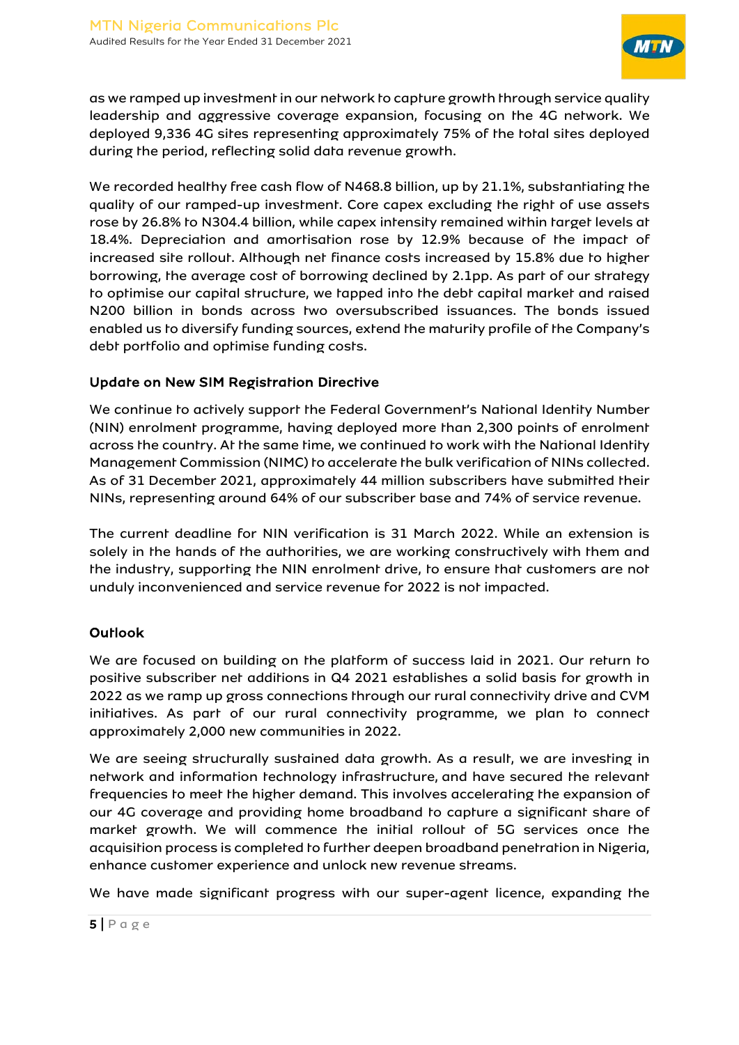as we ramped up investment in our network to capture growth through service quality leadership and aggressive coverage expansion, focusing on the 4G network. We deployed 9,336 4G sites representing approximately 75% of the total sites deployed during the period, reflecting solid data revenue growth.

We recorded healthy free cash flow of N468.8 billion, up by 21.1%, substantiating the quality of our ramped-up investment. Core capex excluding the right of use assets rose by 26.8% to N304.4 billion, while capex intensity remained within target levels at 18.4%. Depreciation and amortisation rose by 12.9% because of the impact of increased site rollout. Although net finance costs increased by 15.8% due to higher borrowing, the average cost of borrowing declined by 2.1pp. As part of our strategy to optimise our capital structure, we tapped into the debt capital market and raised N200 billion in bonds across two oversubscribed issuances. The bonds issued enabled us to diversify funding sources, extend the maturity profile of the Company's debt portfolio and optimise funding costs.

### Update on New SIM Registration Directive

We continue to actively support the Federal Government's National Identity Number (NIN) enrolment programme, having deployed more than 2,300 points of enrolment across the country. At the same time, we continued to work with the National Identity Management Commission (NIMC) to accelerate the bulk verification of NINs collected. As of 31 December 2021, approximately 44 million subscribers have submitted their NINs, representing around 64% of our subscriber base and 74% of service revenue.

The current deadline for NIN verification is 31 March 2022. While an extension is solely in the hands of the authorities, we are working constructively with them and the industry, supporting the NIN enrolment drive, to ensure that customers are not unduly inconvenienced and service revenue for 2022 is not impacted.

### Outlook

We are focused on building on the platform of success laid in 2021. Our return to positive subscriber net additions in Q4 2021 establishes a solid basis for growth in 2022 as we ramp up gross connections through our rural connectivity drive and CVM initiatives. As part of our rural connectivity programme, we plan to connect approximately 2,000 new communities in 2022.

We are seeing structurally sustained data growth. As a result, we are investing in network and information technology infrastructure, and have secured the relevant frequencies to meet the higher demand. This involves accelerating the expansion of our 4G coverage and providing home broadband to capture a significant share of market growth. We will commence the initial rollout of 5G services once the acquisition process is completed to further deepen broadband penetration in Nigeria, enhance customer experience and unlock new revenue streams.

We have made significant progress with our super-agent licence, expanding the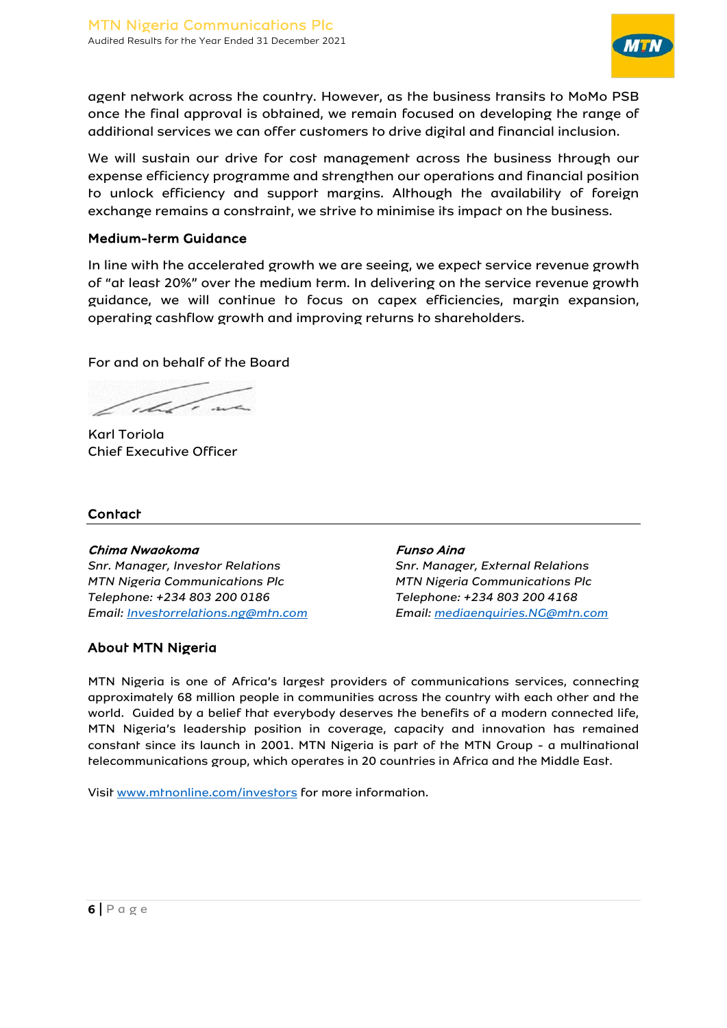agent network across the country. However, as the business transits to MoMo PSB once the final approval is obtained, we remain focused on developing the range of additional services we can offer customers to drive digital and financial inclusion.

We will sustain our drive for cost management across the business through our expense efficiency programme and strengthen our operations and financial position to unlock efficiency and support margins. Although the availability of foreign exchange remains a constraint, we strive to minimise its impact on the business.

### Medium-term Guidance

In line with the accelerated growth we are seeing, we expect service revenue growth of "at least 20%" over the medium term. In delivering on the service revenue growth guidance, we will continue to focus on capex efficiencies, margin expansion, operating cashflow growth and improving returns to shareholders.

For and on behalf of the Board

Karl Toriola
Chief Executive Officer

## Contact

***Chima Nwaokoma***
*Snr. Manager, Investor Relations*
*MTN Nigeria Communications Plc*
*Telephone: +234 803 200 0186*
*Email: Investorrelations.ng@mtn.com*

***Funso Aina***
*Snr. Manager, External Relations*
*MTN Nigeria Communications Plc*
*Telephone: +234 803 200 4168*
*Email: mediaenquiries.NG@mtn.com*

## About MTN Nigeria

MTN Nigeria is one of Africa's largest providers of communications services, connecting approximately 68 million people in communities across the country with each other and the world. Guided by a belief that everybody deserves the benefits of a modern connected life, MTN Nigeria's leadership position in coverage, capacity and innovation has remained constant since its launch in 2001. MTN Nigeria is part of the MTN Group - a multinational telecommunications group, which operates in 20 countries in Africa and the Middle East.

Visit www.mtnonline.com/investors for more information.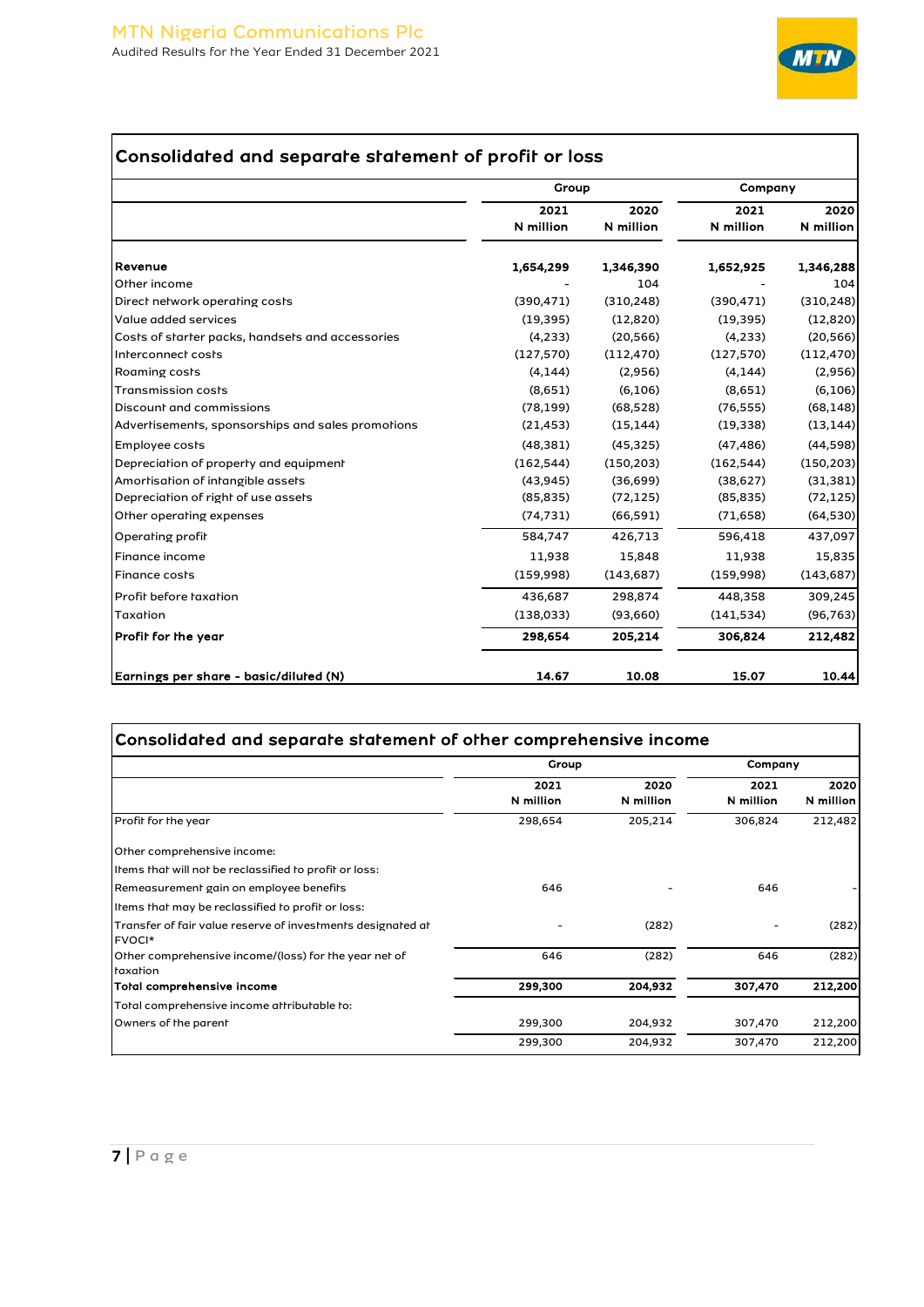## Consolidated and separate statement of profit or loss

| | Group | | Company | |
|---|---|---|---|---|
| | 2021 | 2020 | 2021 | 2020 |
| | N million | N million | N million | N million |
| **Revenue** | **1,654,299** | **1,346,390** | **1,652,925** | **1,346,288** |
| Other income | - | 104 | - | 104 |
| Direct network operating costs | (390,471) | (310,248) | (390,471) | (310,248) |
| Value added services | (19,395) | (12,820) | (19,395) | (12,820) |
| Costs of starter packs, handsets and accessories | (4,233) | (20,566) | (4,233) | (20,566) |
| Interconnect costs | (127,570) | (112,470) | (127,570) | (112,470) |
| Roaming costs | (4,144) | (2,956) | (4,144) | (2,956) |
| Transmission costs | (8,651) | (6,106) | (8,651) | (6,106) |
| Discount and commissions | (78,199) | (68,528) | (76,555) | (68,148) |
| Advertisements, sponsorships and sales promotions | (21,453) | (15,144) | (19,338) | (13,144) |
| Employee costs | (48,381) | (45,325) | (47,486) | (44,598) |
| Depreciation of property and equipment | (162,544) | (150,203) | (162,544) | (150,203) |
| Amortisation of intangible assets | (43,945) | (36,699) | (38,627) | (31,381) |
| Depreciation of right of use assets | (85,835) | (72,125) | (85,835) | (72,125) |
| Other operating expenses | (74,731) | (66,591) | (71,658) | (64,530) |
| Operating profit | 584,747 | 426,713 | 596,418 | 437,097 |
| Finance income | 11,938 | 15,848 | 11,938 | 15,835 |
| Finance costs | (159,998) | (143,687) | (159,998) | (143,687) |
| Profit before taxation | 436,687 | 298,874 | 448,358 | 309,245 |
| Taxation | (138,033) | (93,660) | (141,534) | (96,763) |
| **Profit for the year** | **298,654** | **205,214** | **306,824** | **212,482** |
| **Earnings per share - basic/diluted (N)** | **14.67** | **10.08** | **15.07** | **10.44** |

## Consolidated and separate statement of other comprehensive income

| | Group | | Company | |
|---|---|---|---|---|
| | 2021 | 2020 | 2021 | 2020 |
| | N million | N million | N million | N million |
| Profit for the year | 298,654 | 205,214 | 306,824 | 212,482 |
| Other comprehensive income: | | | | |
| Items that will not be reclassified to profit or loss: | | | | |
| Remeasurement gain on employee benefits | 646 | - | 646 | - |
| Items that may be reclassified to profit or loss: | | | | |
| Transfer of fair value reserve of investments designated at FVOCI* | - | (282) | - | (282) |
| Other comprehensive income/(loss) for the year net of taxation | 646 | (282) | 646 | (282) |
| **Total comprehensive income** | **299,300** | **204,932** | **307,470** | **212,200** |
| Total comprehensive income attributable to: | | | | |
| Owners of the parent | 299,300 | 204,932 | 307,470 | 212,200 |
| | 299,300 | 204,932 | 307,470 | 212,200 |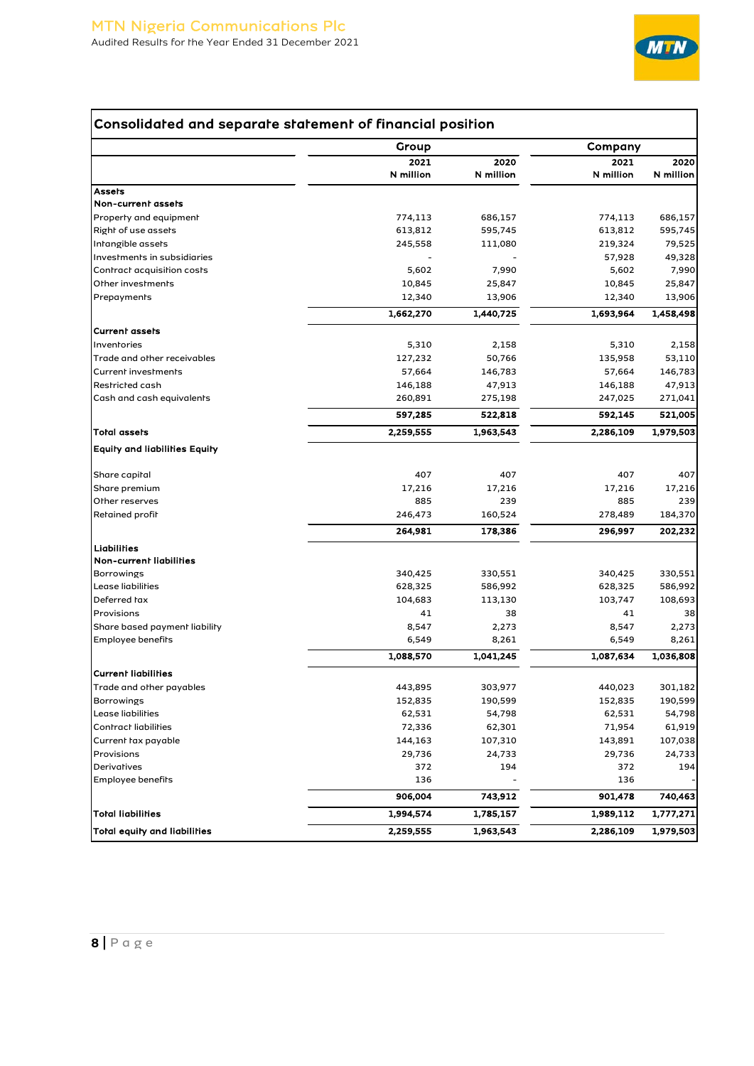## Consolidated and separate statement of financial position

| | Group | | Company | |
|---|---|---|---|---|
| | 2021 N million | 2020 N million | 2021 N million | 2020 N million |
| **Assets** | | | | |
| **Non-current assets** | | | | |
| Property and equipment | 774,113 | 686,157 | 774,113 | 686,157 |
| Right of use assets | 613,812 | 595,745 | 613,812 | 595,745 |
| Intangible assets | 245,558 | 111,080 | 219,324 | 79,525 |
| Investments in subsidiaries | - | - | 57,928 | 49,328 |
| Contract acquisition costs | 5,602 | 7,990 | 5,602 | 7,990 |
| Other investments | 10,845 | 25,847 | 10,845 | 25,847 |
| Prepayments | 12,340 | 13,906 | 12,340 | 13,906 |
| | **1,662,270** | **1,440,725** | **1,693,964** | **1,458,498** |
| **Current assets** | | | | |
| Inventories | 5,310 | 2,158 | 5,310 | 2,158 |
| Trade and other receivables | 127,232 | 50,766 | 135,958 | 53,110 |
| Current investments | 57,664 | 146,783 | 57,664 | 146,783 |
| Restricted cash | 146,188 | 47,913 | 146,188 | 47,913 |
| Cash and cash equivalents | 260,891 | 275,198 | 247,025 | 271,041 |
| | **597,285** | **522,818** | **592,145** | **521,005** |
| **Total assets** | **2,259,555** | **1,963,543** | **2,286,109** | **1,979,503** |
| **Equity and liabilities Equity** | | | | |
| Share capital | 407 | 407 | 407 | 407 |
| Share premium | 17,216 | 17,216 | 17,216 | 17,216 |
| Other reserves | 885 | 239 | 885 | 239 |
| Retained profit | 246,473 | 160,524 | 278,489 | 184,370 |
| | **264,981** | **178,386** | **296,997** | **202,232** |
| **Liabilities** | | | | |
| **Non-current liabilities** | | | | |
| Borrowings | 340,425 | 330,551 | 340,425 | 330,551 |
| Lease liabilities | 628,325 | 586,992 | 628,325 | 586,992 |
| Deferred tax | 104,683 | 113,130 | 103,747 | 108,693 |
| Provisions | 41 | 38 | 41 | 38 |
| Share based payment liability | 8,547 | 2,273 | 8,547 | 2,273 |
| Employee benefits | 6,549 | 8,261 | 6,549 | 8,261 |
| | **1,088,570** | **1,041,245** | **1,087,634** | **1,036,808** |
| **Current liabilities** | | | | |
| Trade and other payables | 443,895 | 303,977 | 440,023 | 301,182 |
| Borrowings | 152,835 | 190,599 | 152,835 | 190,599 |
| Lease liabilities | 62,531 | 54,798 | 62,531 | 54,798 |
| Contract liabilities | 72,336 | 62,301 | 71,954 | 61,919 |
| Current tax payable | 144,163 | 107,310 | 143,891 | 107,038 |
| Provisions | 29,736 | 24,733 | 29,736 | 24,733 |
| Derivatives | 372 | 194 | 372 | 194 |
| Employee benefits | 136 | - | 136 | - |
| | **906,004** | **743,912** | **901,478** | **740,463** |
| **Total liabilities** | **1,994,574** | **1,785,157** | **1,989,112** | **1,777,271** |
| **Total equity and liabilities** | **2,259,555** | **1,963,543** | **2,286,109** | **1,979,503** |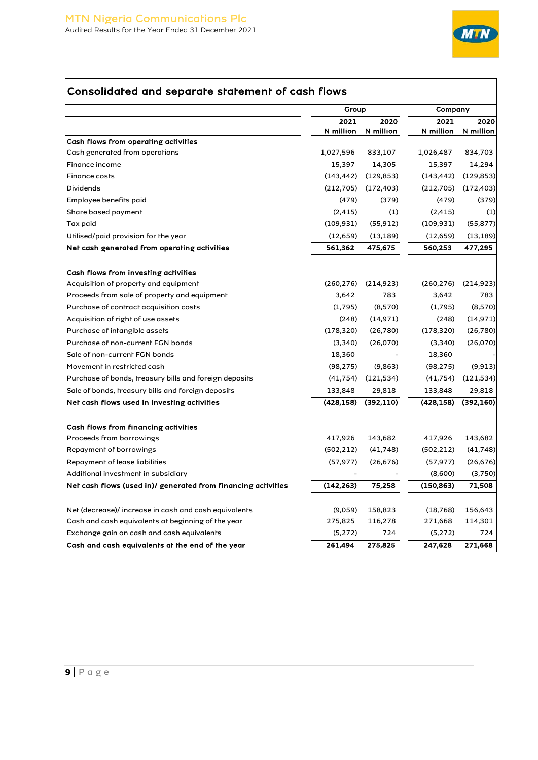## Consolidated and separate statement of cash flows

| | Group | | Company | |
|---|---|---|---|---|
| | 2021 N million | 2020 N million | 2021 N million | 2020 N million |
| **Cash flows from operating activities** | | | | |
| Cash generated from operations | 1,027,596 | 833,107 | 1,026,487 | 834,703 |
| Finance income | 15,397 | 14,305 | 15,397 | 14,294 |
| Finance costs | (143,442) | (129,853) | (143,442) | (129,853) |
| Dividends | (212,705) | (172,403) | (212,705) | (172,403) |
| Employee benefits paid | (479) | (379) | (479) | (379) |
| Share based payment | (2,415) | (1) | (2,415) | (1) |
| Tax paid | (109,931) | (55,912) | (109,931) | (55,877) |
| Utilised/paid provision for the year | (12,659) | (13,189) | (12,659) | (13,189) |
| **Net cash generated from operating activities** | **561,362** | **475,675** | **560,253** | **477,295** |
| **Cash flows from investing activities** | | | | |
| Acquisition of property and equipment | (260,276) | (214,923) | (260,276) | (214,923) |
| Proceeds from sale of property and equipment | 3,642 | 783 | 3,642 | 783 |
| Purchase of contract acquisition costs | (1,795) | (8,570) | (1,795) | (8,570) |
| Acquisition of right of use assets | (248) | (14,971) | (248) | (14,971) |
| Purchase of intangible assets | (178,320) | (26,780) | (178,320) | (26,780) |
| Purchase of non-current FGN bonds | (3,340) | (26,070) | (3,340) | (26,070) |
| Sale of non-current FGN bonds | 18,360 | - | 18,360 | - |
| Movement in restricted cash | (98,275) | (9,863) | (98,275) | (9,913) |
| Purchase of bonds, treasury bills and foreign deposits | (41,754) | (121,534) | (41,754) | (121,534) |
| Sale of bonds, treasury bills and foreign deposits | 133,848 | 29,818 | 133,848 | 29,818 |
| **Net cash flows used in investing activities** | **(428,158)** | **(392,110)** | **(428,158)** | **(392,160)** |
| **Cash flows from financing activities** | | | | |
| Proceeds from borrowings | 417,926 | 143,682 | 417,926 | 143,682 |
| Repayment of borrowings | (502,212) | (41,748) | (502,212) | (41,748) |
| Repayment of lease liabilities | (57,977) | (26,676) | (57,977) | (26,676) |
| Additional investment in subsidiary | - | - | (8,600) | (3,750) |
| **Net cash flows (used in)/ generated from financing activities** | **(142,263)** | **75,258** | **(150,863)** | **71,508** |
| Net (decrease)/ increase in cash and cash equivalents | (9,059) | 158,823 | (18,768) | 156,643 |
| Cash and cash equivalents at beginning of the year | 275,825 | 116,278 | 271,668 | 114,301 |
| Exchange gain on cash and cash equivalents | (5,272) | 724 | (5,272) | 724 |
| **Cash and cash equivalents at the end of the year** | **261,494** | **275,825** | **247,628** | **271,668** |